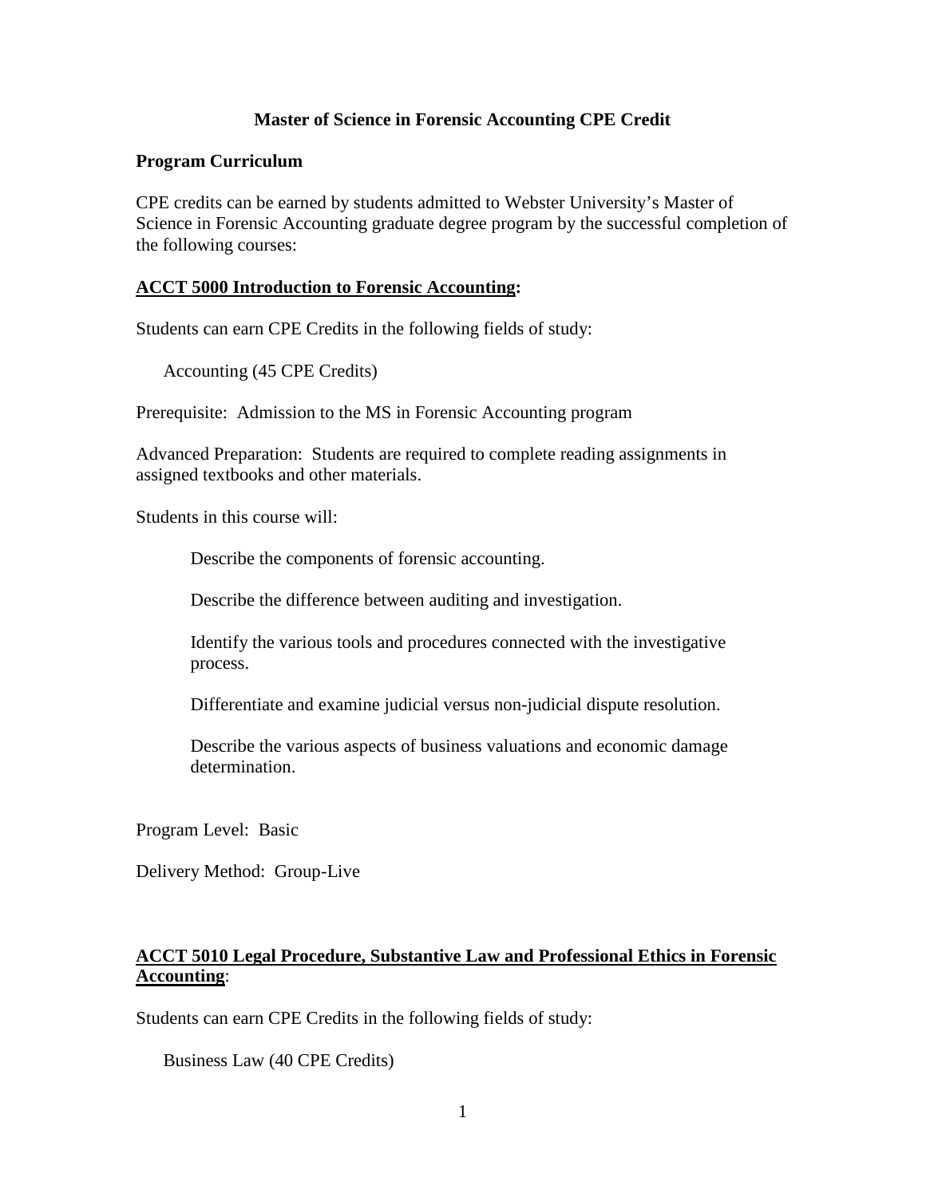# Master of Science in Forensic Accounting CPE Credit

## Program Curriculum

CPE credits can be earned by students admitted to Webster University's Master of Science in Forensic Accounting graduate degree program by the successful completion of the following courses:

### ACCT 5000 Introduction to Forensic Accounting:

Students can earn CPE Credits in the following fields of study:

Accounting (45 CPE Credits)

Prerequisite: Admission to the MS in Forensic Accounting program

Advanced Preparation: Students are required to complete reading assignments in assigned textbooks and other materials.

Students in this course will:

- Describe the components of forensic accounting.
- Describe the difference between auditing and investigation.
- Identify the various tools and procedures connected with the investigative process.
- Differentiate and examine judicial versus non-judicial dispute resolution.
- Describe the various aspects of business valuations and economic damage determination.

Program Level: Basic

Delivery Method: Group-Live

### ACCT 5010 Legal Procedure, Substantive Law and Professional Ethics in Forensic Accounting:

Students can earn CPE Credits in the following fields of study:

Business Law (40 CPE Credits)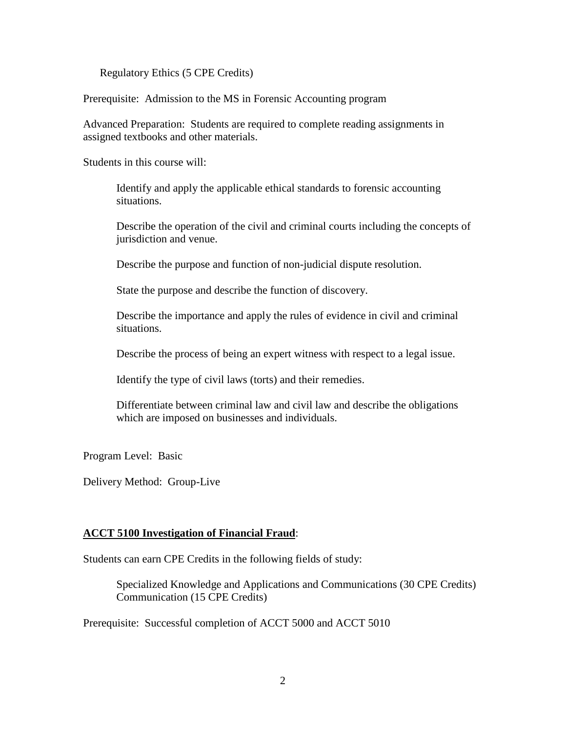Regulatory Ethics (5 CPE Credits)

Prerequisite: Admission to the MS in Forensic Accounting program

Advanced Preparation: Students are required to complete reading assignments in assigned textbooks and other materials.

Students in this course will:

> Identify and apply the applicable ethical standards to forensic accounting situations.
>
> Describe the operation of the civil and criminal courts including the concepts of jurisdiction and venue.
>
> Describe the purpose and function of non-judicial dispute resolution.
>
> State the purpose and describe the function of discovery.
>
> Describe the importance and apply the rules of evidence in civil and criminal situations.
>
> Describe the process of being an expert witness with respect to a legal issue.
>
> Identify the type of civil laws (torts) and their remedies.
>
> Differentiate between criminal law and civil law and describe the obligations which are imposed on businesses and individuals.

Program Level: Basic

Delivery Method: Group-Live

**ACCT 5100 Investigation of Financial Fraud**:

Students can earn CPE Credits in the following fields of study:

> Specialized Knowledge and Applications and Communications (30 CPE Credits)
> Communication (15 CPE Credits)

Prerequisite: Successful completion of ACCT 5000 and ACCT 5010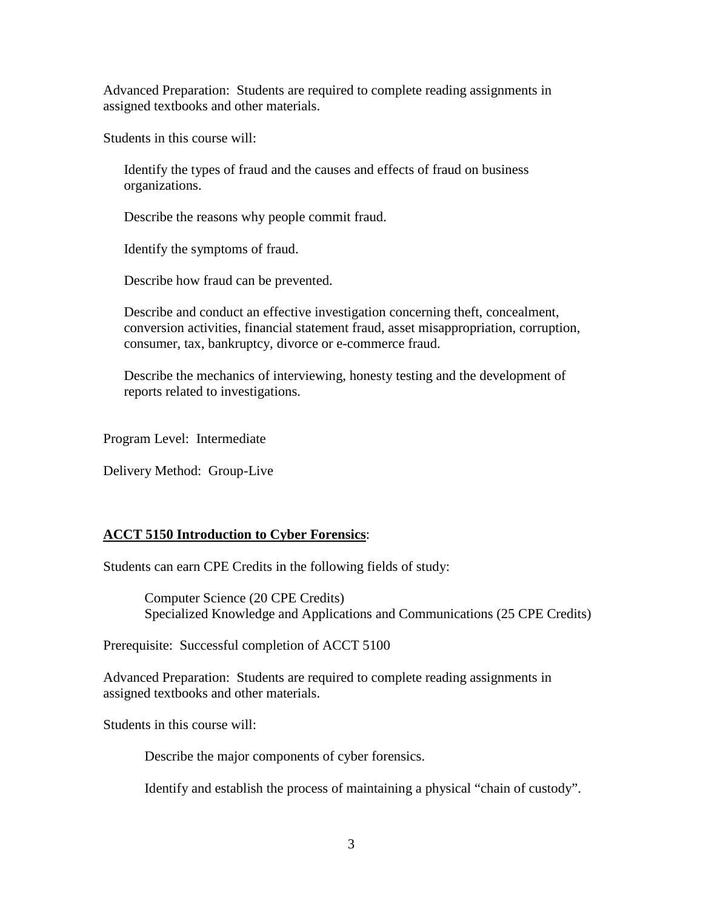Advanced Preparation: Students are required to complete reading assignments in assigned textbooks and other materials.

Students in this course will:

- Identify the types of fraud and the causes and effects of fraud on business organizations.
- Describe the reasons why people commit fraud.
- Identify the symptoms of fraud.
- Describe how fraud can be prevented.
- Describe and conduct an effective investigation concerning theft, concealment, conversion activities, financial statement fraud, asset misappropriation, corruption, consumer, tax, bankruptcy, divorce or e-commerce fraud.
- Describe the mechanics of interviewing, honesty testing and the development of reports related to investigations.

Program Level: Intermediate

Delivery Method: Group-Live

**ACCT 5150 Introduction to Cyber Forensics**:

Students can earn CPE Credits in the following fields of study:

- Computer Science (20 CPE Credits)
- Specialized Knowledge and Applications and Communications (25 CPE Credits)

Prerequisite: Successful completion of ACCT 5100

Advanced Preparation: Students are required to complete reading assignments in assigned textbooks and other materials.

Students in this course will:

- Describe the major components of cyber forensics.
- Identify and establish the process of maintaining a physical "chain of custody".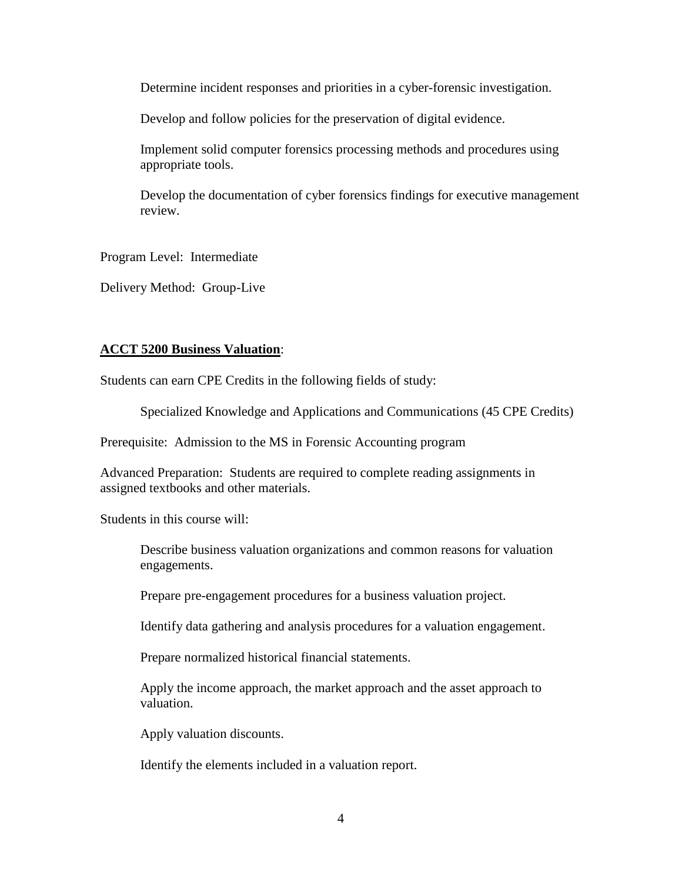Determine incident responses and priorities in a cyber-forensic investigation.

Develop and follow policies for the preservation of digital evidence.

Implement solid computer forensics processing methods and procedures using appropriate tools.

Develop the documentation of cyber forensics findings for executive management review.

Program Level: Intermediate

Delivery Method: Group-Live

**ACCT 5200 Business Valuation**:

Students can earn CPE Credits in the following fields of study:

Specialized Knowledge and Applications and Communications (45 CPE Credits)

Prerequisite: Admission to the MS in Forensic Accounting program

Advanced Preparation: Students are required to complete reading assignments in assigned textbooks and other materials.

Students in this course will:

Describe business valuation organizations and common reasons for valuation engagements.

Prepare pre-engagement procedures for a business valuation project.

Identify data gathering and analysis procedures for a valuation engagement.

Prepare normalized historical financial statements.

Apply the income approach, the market approach and the asset approach to valuation.

Apply valuation discounts.

Identify the elements included in a valuation report.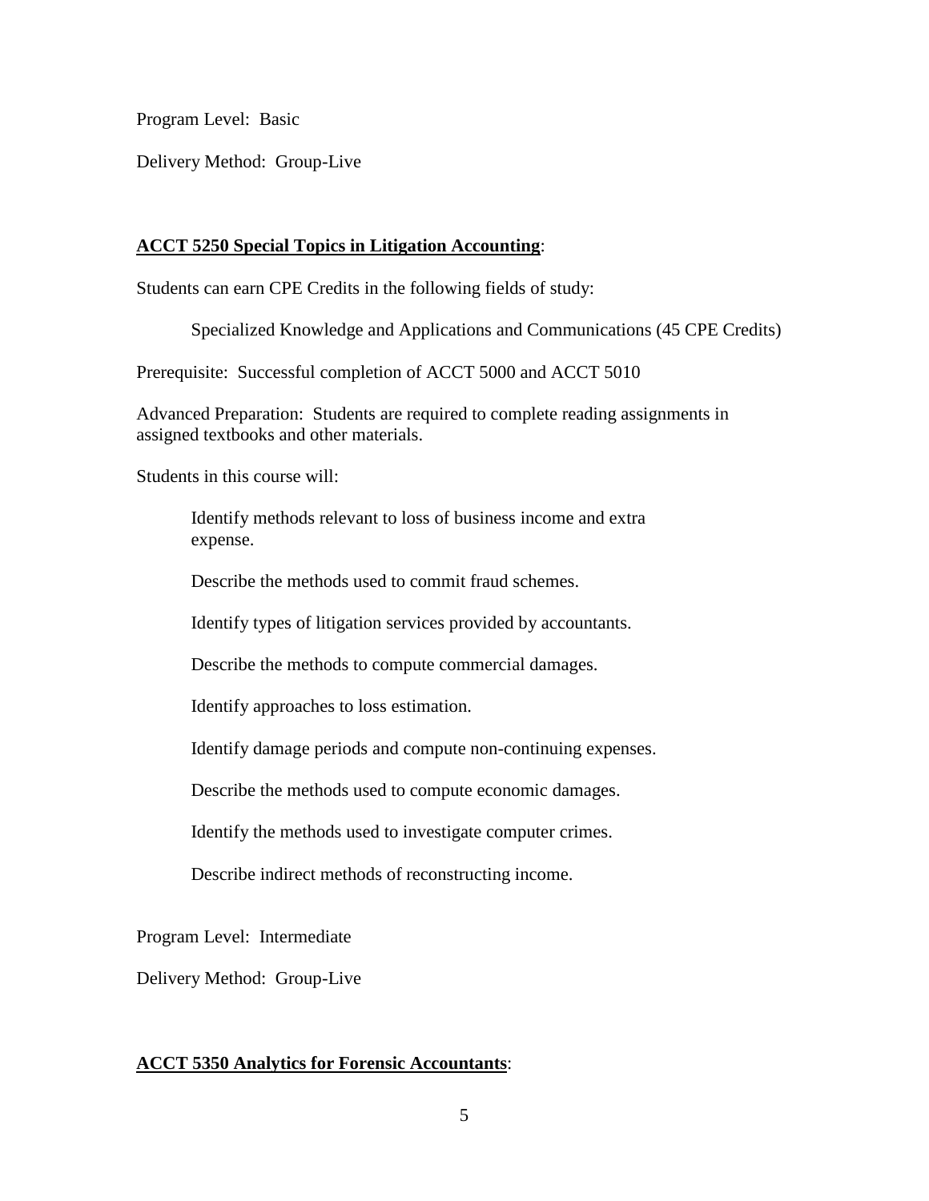Program Level: Basic

Delivery Method: Group-Live

**<u>ACCT 5250 Special Topics in Litigation Accounting</u>**:

Students can earn CPE Credits in the following fields of study:

> Specialized Knowledge and Applications and Communications (45 CPE Credits)

Prerequisite: Successful completion of ACCT 5000 and ACCT 5010

Advanced Preparation: Students are required to complete reading assignments in assigned textbooks and other materials.

Students in this course will:

> Identify methods relevant to loss of business income and extra expense.
>
> Describe the methods used to commit fraud schemes.
>
> Identify types of litigation services provided by accountants.
>
> Describe the methods to compute commercial damages.
>
> Identify approaches to loss estimation.
>
> Identify damage periods and compute non-continuing expenses.
>
> Describe the methods used to compute economic damages.
>
> Identify the methods used to investigate computer crimes.
>
> Describe indirect methods of reconstructing income.

Program Level: Intermediate

Delivery Method: Group-Live

**<u>ACCT 5350 Analytics for Forensic Accountants</u>**: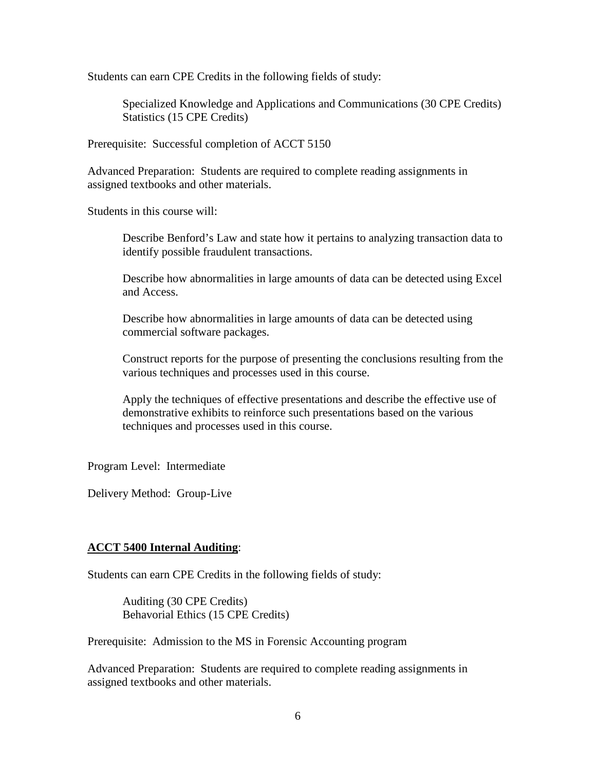Students can earn CPE Credits in the following fields of study:

> Specialized Knowledge and Applications and Communications (30 CPE Credits)
> Statistics (15 CPE Credits)

Prerequisite: Successful completion of ACCT 5150

Advanced Preparation: Students are required to complete reading assignments in assigned textbooks and other materials.

Students in this course will:

> Describe Benford's Law and state how it pertains to analyzing transaction data to identify possible fraudulent transactions.
>
> Describe how abnormalities in large amounts of data can be detected using Excel and Access.
>
> Describe how abnormalities in large amounts of data can be detected using commercial software packages.
>
> Construct reports for the purpose of presenting the conclusions resulting from the various techniques and processes used in this course.
>
> Apply the techniques of effective presentations and describe the effective use of demonstrative exhibits to reinforce such presentations based on the various techniques and processes used in this course.

Program Level: Intermediate

Delivery Method: Group-Live

**ACCT 5400 Internal Auditing**:

Students can earn CPE Credits in the following fields of study:

> Auditing (30 CPE Credits)
> Behavorial Ethics (15 CPE Credits)

Prerequisite: Admission to the MS in Forensic Accounting program

Advanced Preparation: Students are required to complete reading assignments in assigned textbooks and other materials.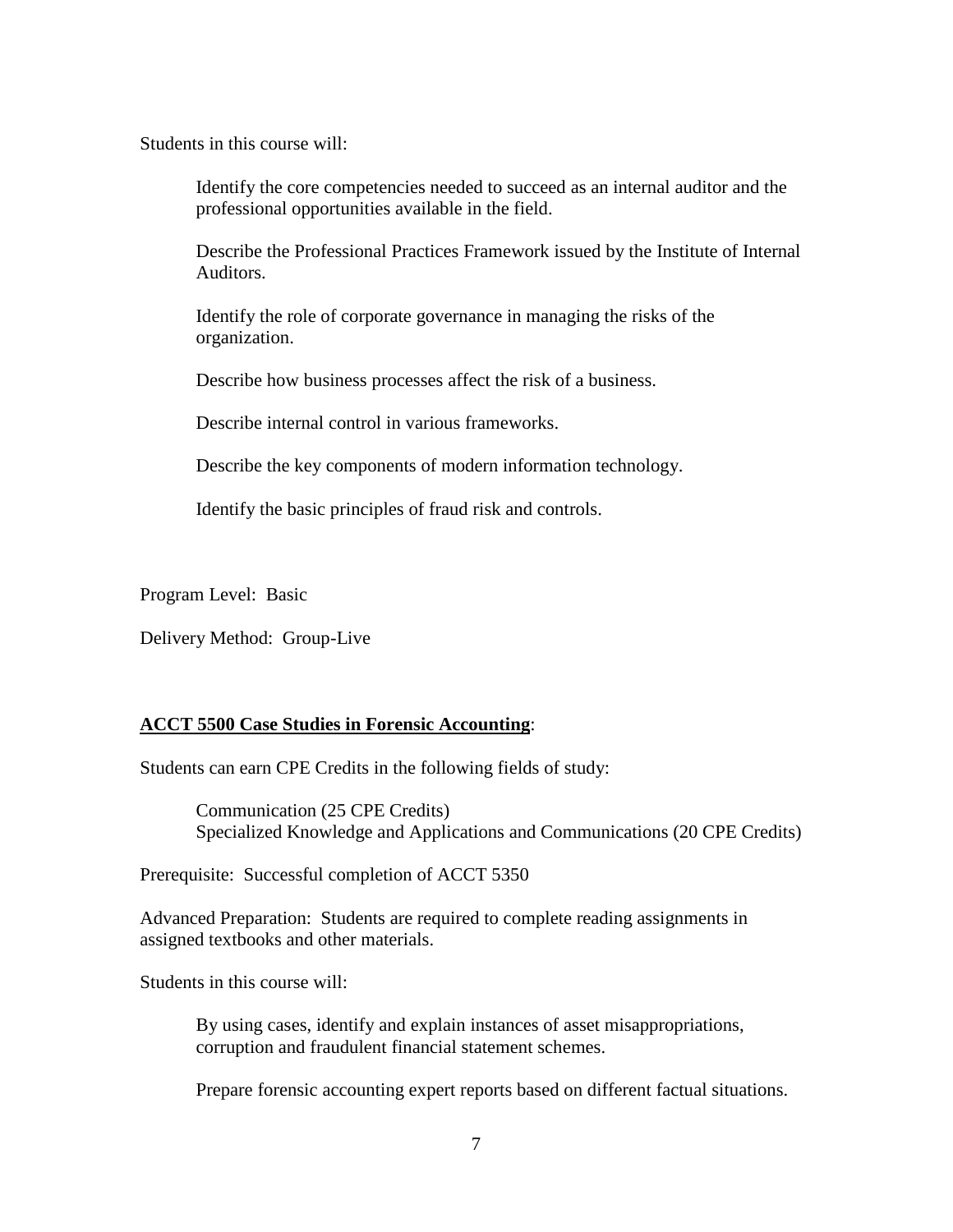Students in this course will:

Identify the core competencies needed to succeed as an internal auditor and the professional opportunities available in the field.

Describe the Professional Practices Framework issued by the Institute of Internal Auditors.

Identify the role of corporate governance in managing the risks of the organization.

Describe how business processes affect the risk of a business.

Describe internal control in various frameworks.

Describe the key components of modern information technology.

Identify the basic principles of fraud risk and controls.

Program Level: Basic

Delivery Method: Group-Live

**ACCT 5500 Case Studies in Forensic Accounting**:

Students can earn CPE Credits in the following fields of study:

Communication (25 CPE Credits)
Specialized Knowledge and Applications and Communications (20 CPE Credits)

Prerequisite: Successful completion of ACCT 5350

Advanced Preparation: Students are required to complete reading assignments in assigned textbooks and other materials.

Students in this course will:

By using cases, identify and explain instances of asset misappropriations, corruption and fraudulent financial statement schemes.

Prepare forensic accounting expert reports based on different factual situations.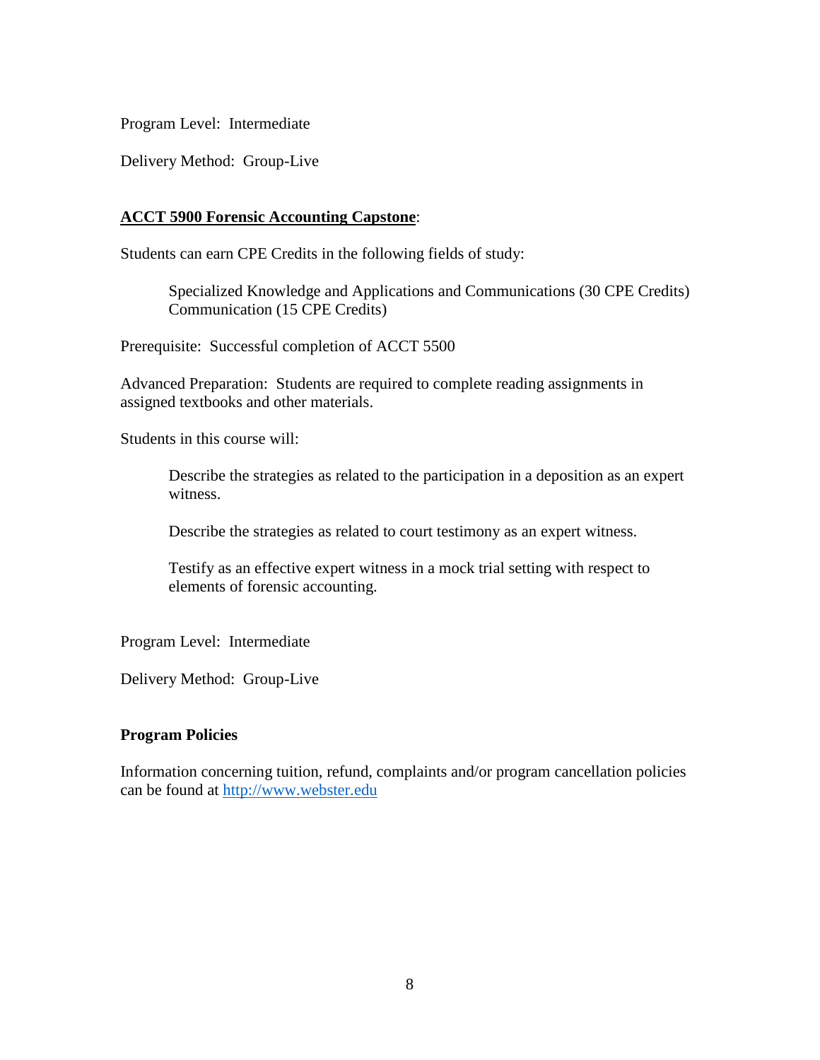Program Level: Intermediate

Delivery Method: Group-Live

**ACCT 5900 Forensic Accounting Capstone**:

Students can earn CPE Credits in the following fields of study:

> Specialized Knowledge and Applications and Communications (30 CPE Credits)
> Communication (15 CPE Credits)

Prerequisite: Successful completion of ACCT 5500

Advanced Preparation: Students are required to complete reading assignments in assigned textbooks and other materials.

Students in this course will:

> Describe the strategies as related to the participation in a deposition as an expert witness.
>
> Describe the strategies as related to court testimony as an expert witness.
>
> Testify as an effective expert witness in a mock trial setting with respect to elements of forensic accounting.

Program Level: Intermediate

Delivery Method: Group-Live

**Program Policies**

Information concerning tuition, refund, complaints and/or program cancellation policies can be found at http://www.webster.edu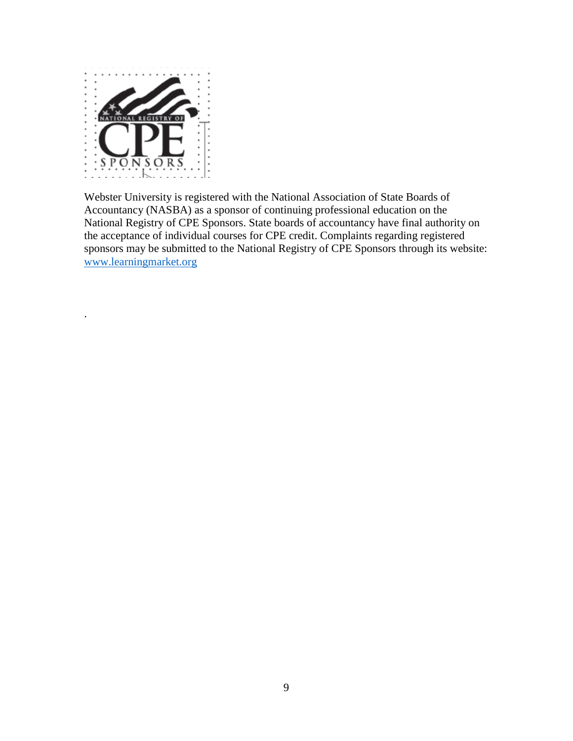Webster University is registered with the National Association of State Boards of Accountancy (NASBA) as a sponsor of continuing professional education on the National Registry of CPE Sponsors. State boards of accountancy have final authority on the acceptance of individual courses for CPE credit. Complaints regarding registered sponsors may be submitted to the National Registry of CPE Sponsors through its website: [www.learningmarket.org](http://www.learningmarket.org)

.